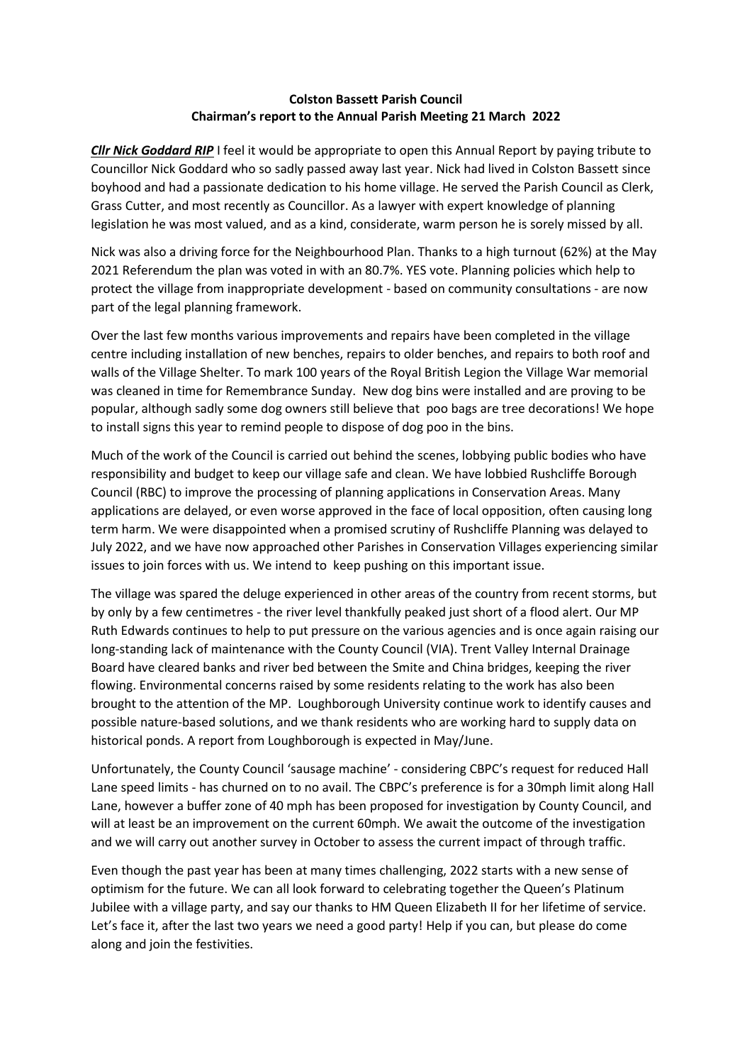**Colston Bassett Parish Council**
**Chairman's report to the Annual Parish Meeting 21 March 2022**

***Cllr Nick Goddard RIP*** I feel it would be appropriate to open this Annual Report by paying tribute to Councillor Nick Goddard who so sadly passed away last year. Nick had lived in Colston Bassett since boyhood and had a passionate dedication to his home village. He served the Parish Council as Clerk, Grass Cutter, and most recently as Councillor. As a lawyer with expert knowledge of planning legislation he was most valued, and as a kind, considerate, warm person he is sorely missed by all.

Nick was also a driving force for the Neighbourhood Plan. Thanks to a high turnout (62%) at the May 2021 Referendum the plan was voted in with an 80.7%. YES vote. Planning policies which help to protect the village from inappropriate development - based on community consultations - are now part of the legal planning framework.

Over the last few months various improvements and repairs have been completed in the village centre including installation of new benches, repairs to older benches, and repairs to both roof and walls of the Village Shelter. To mark 100 years of the Royal British Legion the Village War memorial was cleaned in time for Remembrance Sunday. New dog bins were installed and are proving to be popular, although sadly some dog owners still believe that poo bags are tree decorations! We hope to install signs this year to remind people to dispose of dog poo in the bins.

Much of the work of the Council is carried out behind the scenes, lobbying public bodies who have responsibility and budget to keep our village safe and clean. We have lobbied Rushcliffe Borough Council (RBC) to improve the processing of planning applications in Conservation Areas. Many applications are delayed, or even worse approved in the face of local opposition, often causing long term harm. We were disappointed when a promised scrutiny of Rushcliffe Planning was delayed to July 2022, and we have now approached other Parishes in Conservation Villages experiencing similar issues to join forces with us. We intend to keep pushing on this important issue.

The village was spared the deluge experienced in other areas of the country from recent storms, but by only by a few centimetres - the river level thankfully peaked just short of a flood alert. Our MP Ruth Edwards continues to help to put pressure on the various agencies and is once again raising our long-standing lack of maintenance with the County Council (VIA). Trent Valley Internal Drainage Board have cleared banks and river bed between the Smite and China bridges, keeping the river flowing. Environmental concerns raised by some residents relating to the work has also been brought to the attention of the MP. Loughborough University continue work to identify causes and possible nature-based solutions, and we thank residents who are working hard to supply data on historical ponds. A report from Loughborough is expected in May/June.

Unfortunately, the County Council 'sausage machine' - considering CBPC's request for reduced Hall Lane speed limits - has churned on to no avail. The CBPC's preference is for a 30mph limit along Hall Lane, however a buffer zone of 40 mph has been proposed for investigation by County Council, and will at least be an improvement on the current 60mph. We await the outcome of the investigation and we will carry out another survey in October to assess the current impact of through traffic.

Even though the past year has been at many times challenging, 2022 starts with a new sense of optimism for the future. We can all look forward to celebrating together the Queen's Platinum Jubilee with a village party, and say our thanks to HM Queen Elizabeth II for her lifetime of service. Let's face it, after the last two years we need a good party! Help if you can, but please do come along and join the festivities.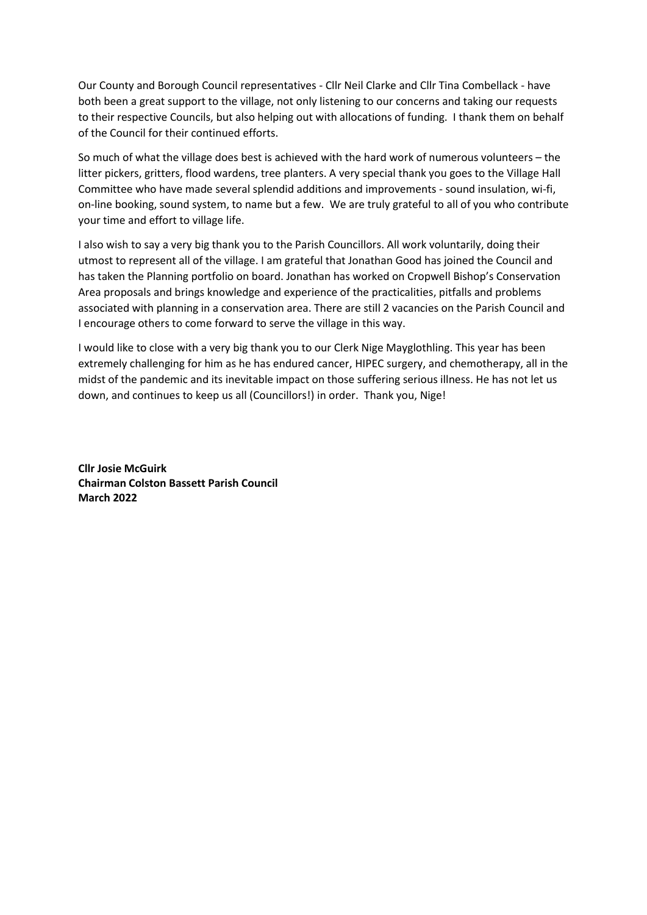Our County and Borough Council representatives - Cllr Neil Clarke and Cllr Tina Combellack - have both been a great support to the village, not only listening to our concerns and taking our requests to their respective Councils, but also helping out with allocations of funding. I thank them on behalf of the Council for their continued efforts.

So much of what the village does best is achieved with the hard work of numerous volunteers – the litter pickers, gritters, flood wardens, tree planters. A very special thank you goes to the Village Hall Committee who have made several splendid additions and improvements - sound insulation, wi-fi, on-line booking, sound system, to name but a few. We are truly grateful to all of you who contribute your time and effort to village life.

I also wish to say a very big thank you to the Parish Councillors. All work voluntarily, doing their utmost to represent all of the village. I am grateful that Jonathan Good has joined the Council and has taken the Planning portfolio on board. Jonathan has worked on Cropwell Bishop's Conservation Area proposals and brings knowledge and experience of the practicalities, pitfalls and problems associated with planning in a conservation area. There are still 2 vacancies on the Parish Council and I encourage others to come forward to serve the village in this way.

I would like to close with a very big thank you to our Clerk Nige Mayglothling. This year has been extremely challenging for him as he has endured cancer, HIPEC surgery, and chemotherapy, all in the midst of the pandemic and its inevitable impact on those suffering serious illness. He has not let us down, and continues to keep us all (Councillors!) in order. Thank you, Nige!

**Cllr Josie McGuirk**
**Chairman Colston Bassett Parish Council**
**March 2022**